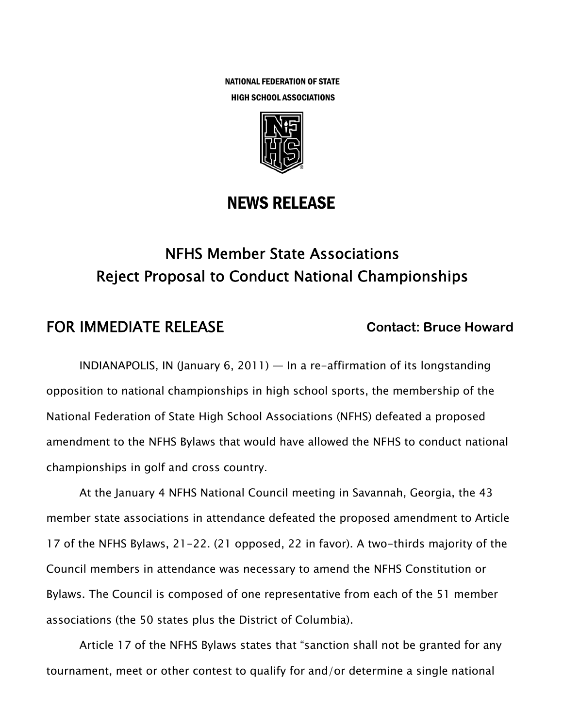NATIONAL FEDERATION OF STATE
HIGH SCHOOL ASSOCIATIONS

# NEWS RELEASE

## NFHS Member State Associations Reject Proposal to Conduct National Championships

**FOR IMMEDIATE RELEASE** **Contact: Bruce Howard**

INDIANAPOLIS, IN (January 6, 2011) — In a re-affirmation of its longstanding opposition to national championships in high school sports, the membership of the National Federation of State High School Associations (NFHS) defeated a proposed amendment to the NFHS Bylaws that would have allowed the NFHS to conduct national championships in golf and cross country.

At the January 4 NFHS National Council meeting in Savannah, Georgia, the 43 member state associations in attendance defeated the proposed amendment to Article 17 of the NFHS Bylaws, 21-22. (21 opposed, 22 in favor). A two-thirds majority of the Council members in attendance was necessary to amend the NFHS Constitution or Bylaws. The Council is composed of one representative from each of the 51 member associations (the 50 states plus the District of Columbia).

Article 17 of the NFHS Bylaws states that "sanction shall not be granted for any tournament, meet or other contest to qualify for and/or determine a single national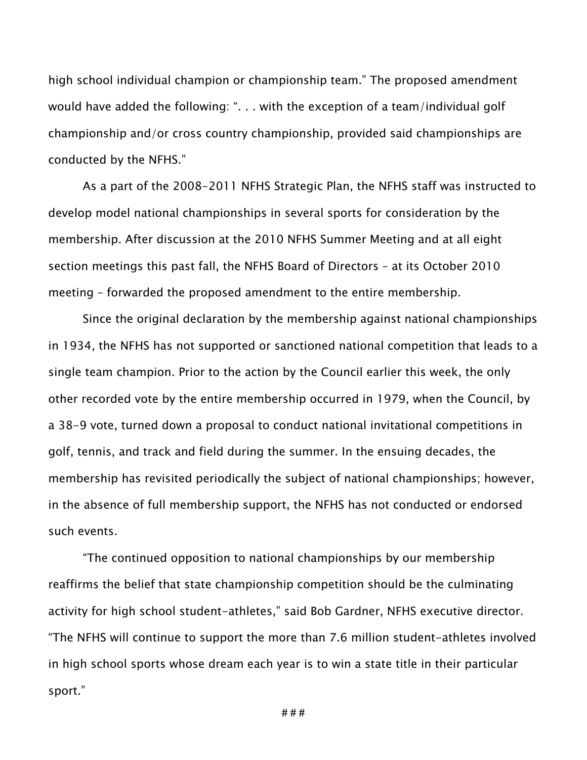high school individual champion or championship team." The proposed amendment would have added the following: ". . . with the exception of a team/individual golf championship and/or cross country championship, provided said championships are conducted by the NFHS."

As a part of the 2008-2011 NFHS Strategic Plan, the NFHS staff was instructed to develop model national championships in several sports for consideration by the membership. After discussion at the 2010 NFHS Summer Meeting and at all eight section meetings this past fall, the NFHS Board of Directors – at its October 2010 meeting – forwarded the proposed amendment to the entire membership.

Since the original declaration by the membership against national championships in 1934, the NFHS has not supported or sanctioned national competition that leads to a single team champion. Prior to the action by the Council earlier this week, the only other recorded vote by the entire membership occurred in 1979, when the Council, by a 38-9 vote, turned down a proposal to conduct national invitational competitions in golf, tennis, and track and field during the summer. In the ensuing decades, the membership has revisited periodically the subject of national championships; however, in the absence of full membership support, the NFHS has not conducted or endorsed such events.

"The continued opposition to national championships by our membership reaffirms the belief that state championship competition should be the culminating activity for high school student-athletes," said Bob Gardner, NFHS executive director. "The NFHS will continue to support the more than 7.6 million student-athletes involved in high school sports whose dream each year is to win a state title in their particular sport."

###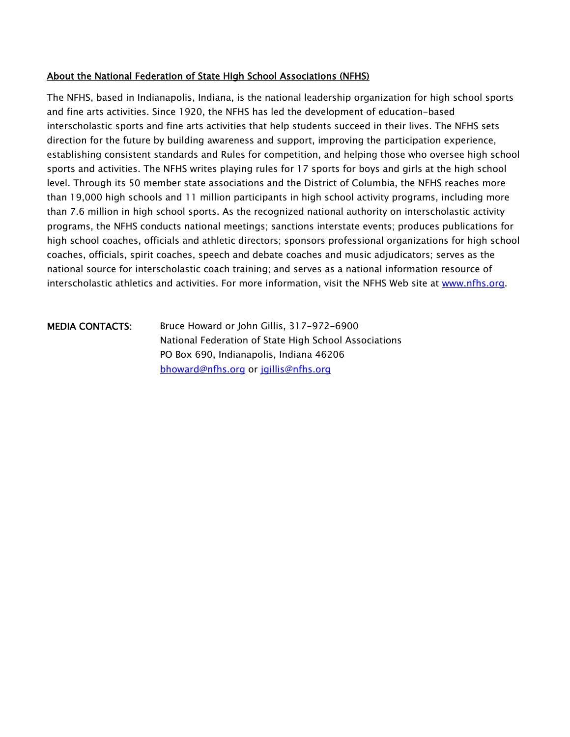**About the National Federation of State High School Associations (NFHS)**

The NFHS, based in Indianapolis, Indiana, is the national leadership organization for high school sports and fine arts activities. Since 1920, the NFHS has led the development of education-based interscholastic sports and fine arts activities that help students succeed in their lives. The NFHS sets direction for the future by building awareness and support, improving the participation experience, establishing consistent standards and Rules for competition, and helping those who oversee high school sports and activities. The NFHS writes playing rules for 17 sports for boys and girls at the high school level. Through its 50 member state associations and the District of Columbia, the NFHS reaches more than 19,000 high schools and 11 million participants in high school activity programs, including more than 7.6 million in high school sports. As the recognized national authority on interscholastic activity programs, the NFHS conducts national meetings; sanctions interstate events; produces publications for high school coaches, officials and athletic directors; sponsors professional organizations for high school coaches, officials, spirit coaches, speech and debate coaches and music adjudicators; serves as the national source for interscholastic coach training; and serves as a national information resource of interscholastic athletics and activities. For more information, visit the NFHS Web site at www.nfhs.org.

**MEDIA CONTACTS:** Bruce Howard or John Gillis, 317-972-6900
National Federation of State High School Associations
PO Box 690, Indianapolis, Indiana 46206
bhoward@nfhs.org or jgillis@nfhs.org